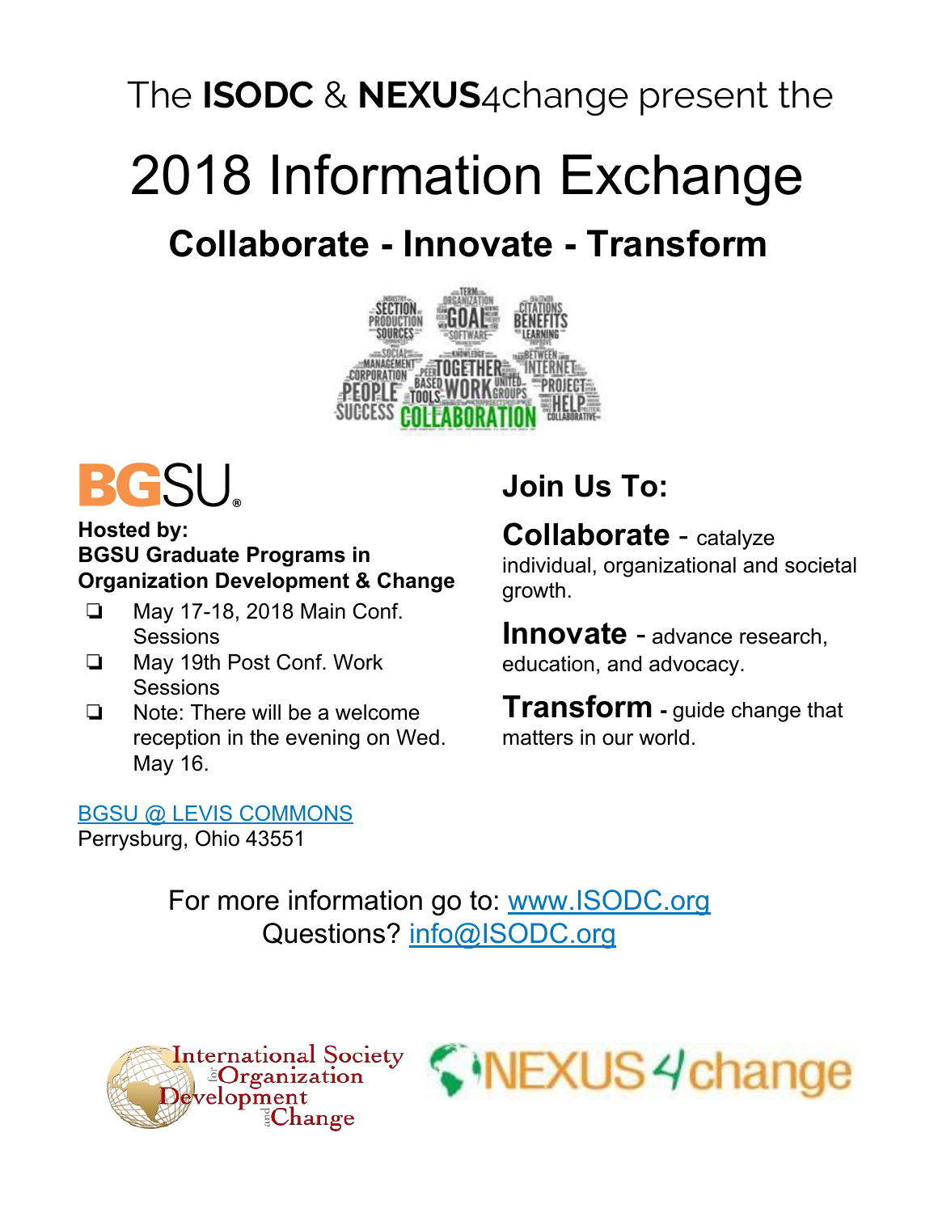The **ISODC** & **NEXUS**4change present the

# 2018 Information Exchange

## Collaborate - Innovate - Transform

**Hosted by:**
**BGSU Graduate Programs in Organization Development & Change**

- May 17-18, 2018 Main Conf. Sessions
- May 19th Post Conf. Work Sessions
- Note: There will be a welcome reception in the evening on Wed. May 16.

BGSU @ LEVIS COMMONS
Perrysburg, Ohio 43551

## Join Us To:

**Collaborate** - catalyze individual, organizational and societal growth.

**Innovate** - advance research, education, and advocacy.

**Transform** - guide change that matters in our world.

For more information go to: www.ISODC.org
Questions? info@ISODC.org

International Society for Organization Development and Change

NEXUS 4change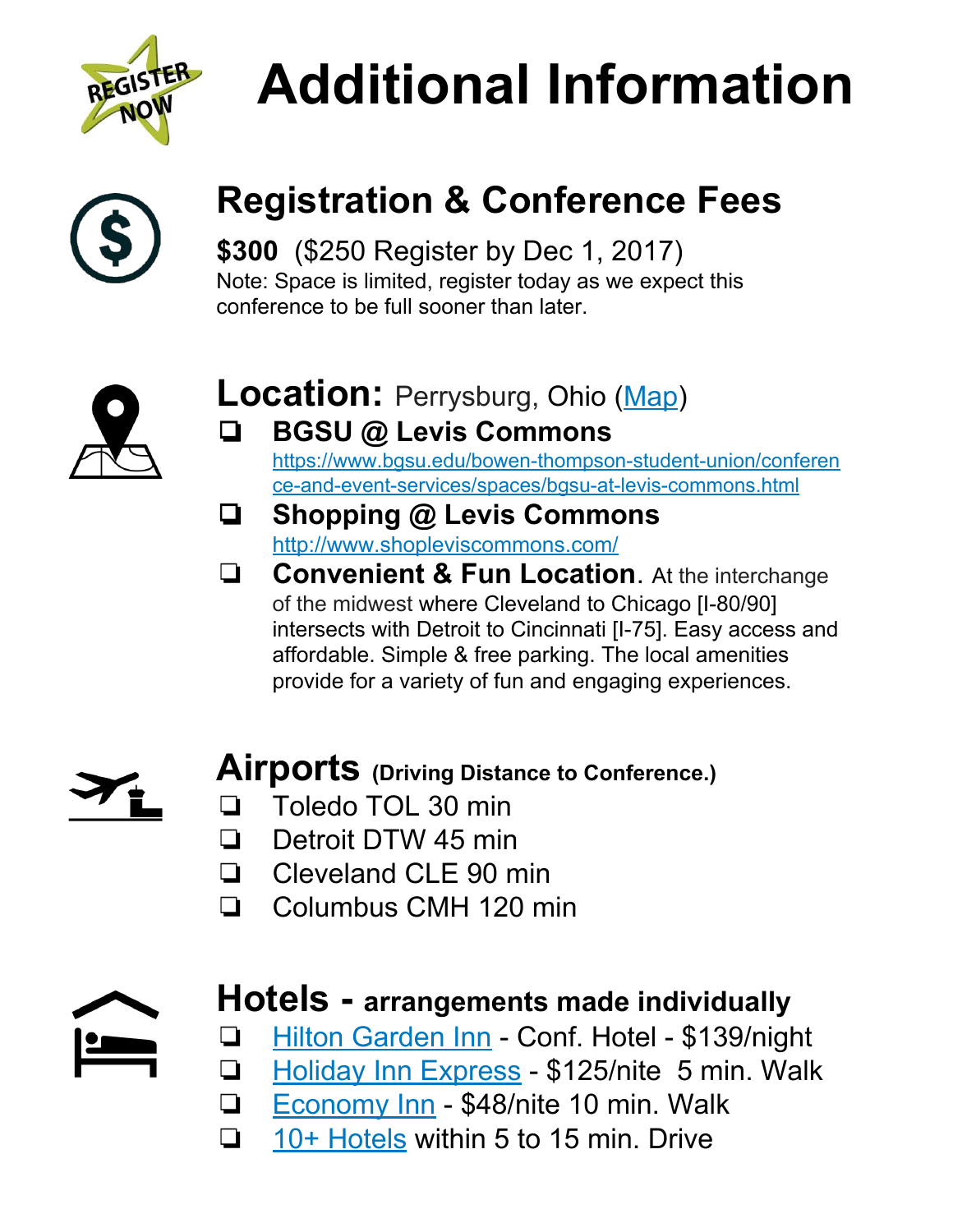# Additional Information

## Registration & Conference Fees

**$300** ($250 Register by Dec 1, 2017)
Note: Space is limited, register today as we expect this conference to be full sooner than later.

## Location: Perrysburg, Ohio (Map)

- **BGSU @ Levis Commons**
  https://www.bgsu.edu/bowen-thompson-student-union/conference-and-event-services/spaces/bgsu-at-levis-commons.html
- **Shopping @ Levis Commons**
  http://www.shopleviscommons.com/
- **Convenient & Fun Location**. At the interchange of the midwest where Cleveland to Chicago [I-80/90] intersects with Detroit to Cincinnati [I-75]. Easy access and affordable. Simple & free parking. The local amenities provide for a variety of fun and engaging experiences.

## Airports (Driving Distance to Conference.)

- Toledo TOL 30 min
- Detroit DTW 45 min
- Cleveland CLE 90 min
- Columbus CMH 120 min

## Hotels - arrangements made individually

- Hilton Garden Inn - Conf. Hotel - $139/night
- Holiday Inn Express - $125/nite 5 min. Walk
- Economy Inn - $48/nite 10 min. Walk
- 10+ Hotels within 5 to 15 min. Drive